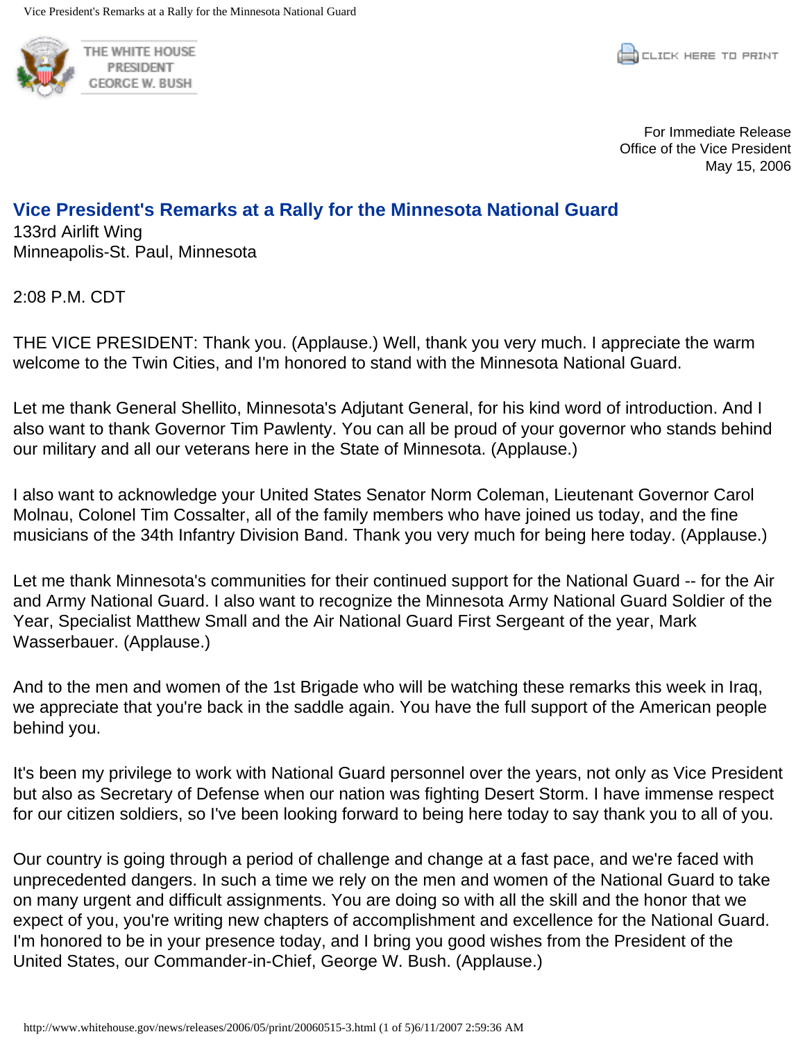For Immediate Release
Office of the Vice President
May 15, 2006

## Vice President's Remarks at a Rally for the Minnesota National Guard

133rd Airlift Wing
Minneapolis-St. Paul, Minnesota

2:08 P.M. CDT

THE VICE PRESIDENT: Thank you. (Applause.) Well, thank you very much. I appreciate the warm welcome to the Twin Cities, and I'm honored to stand with the Minnesota National Guard.

Let me thank General Shellito, Minnesota's Adjutant General, for his kind word of introduction. And I also want to thank Governor Tim Pawlenty. You can all be proud of your governor who stands behind our military and all our veterans here in the State of Minnesota. (Applause.)

I also want to acknowledge your United States Senator Norm Coleman, Lieutenant Governor Carol Molnau, Colonel Tim Cossalter, all of the family members who have joined us today, and the fine musicians of the 34th Infantry Division Band. Thank you very much for being here today. (Applause.)

Let me thank Minnesota's communities for their continued support for the National Guard -- for the Air and Army National Guard. I also want to recognize the Minnesota Army National Guard Soldier of the Year, Specialist Matthew Small and the Air National Guard First Sergeant of the year, Mark Wasserbauer. (Applause.)

And to the men and women of the 1st Brigade who will be watching these remarks this week in Iraq, we appreciate that you're back in the saddle again. You have the full support of the American people behind you.

It's been my privilege to work with National Guard personnel over the years, not only as Vice President but also as Secretary of Defense when our nation was fighting Desert Storm. I have immense respect for our citizen soldiers, so I've been looking forward to being here today to say thank you to all of you.

Our country is going through a period of challenge and change at a fast pace, and we're faced with unprecedented dangers. In such a time we rely on the men and women of the National Guard to take on many urgent and difficult assignments. You are doing so with all the skill and the honor that we expect of you, you're writing new chapters of accomplishment and excellence for the National Guard. I'm honored to be in your presence today, and I bring you good wishes from the President of the United States, our Commander-in-Chief, George W. Bush. (Applause.)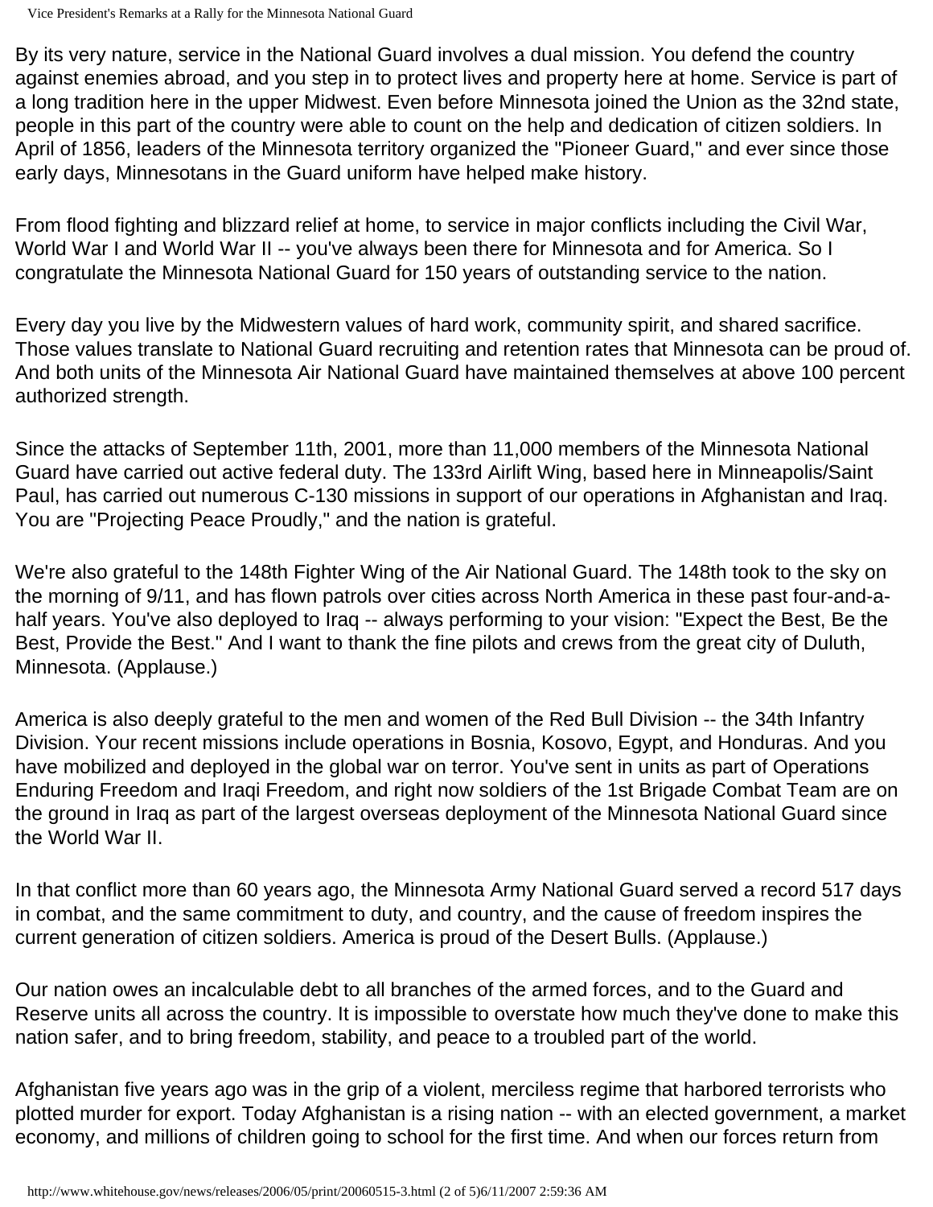By its very nature, service in the National Guard involves a dual mission. You defend the country against enemies abroad, and you step in to protect lives and property here at home. Service is part of a long tradition here in the upper Midwest. Even before Minnesota joined the Union as the 32nd state, people in this part of the country were able to count on the help and dedication of citizen soldiers. In April of 1856, leaders of the Minnesota territory organized the "Pioneer Guard," and ever since those early days, Minnesotans in the Guard uniform have helped make history.

From flood fighting and blizzard relief at home, to service in major conflicts including the Civil War, World War I and World War II -- you've always been there for Minnesota and for America. So I congratulate the Minnesota National Guard for 150 years of outstanding service to the nation.

Every day you live by the Midwestern values of hard work, community spirit, and shared sacrifice. Those values translate to National Guard recruiting and retention rates that Minnesota can be proud of. And both units of the Minnesota Air National Guard have maintained themselves at above 100 percent authorized strength.

Since the attacks of September 11th, 2001, more than 11,000 members of the Minnesota National Guard have carried out active federal duty. The 133rd Airlift Wing, based here in Minneapolis/Saint Paul, has carried out numerous C-130 missions in support of our operations in Afghanistan and Iraq. You are "Projecting Peace Proudly," and the nation is grateful.

We're also grateful to the 148th Fighter Wing of the Air National Guard. The 148th took to the sky on the morning of 9/11, and has flown patrols over cities across North America in these past four-and-a-half years. You've also deployed to Iraq -- always performing to your vision: "Expect the Best, Be the Best, Provide the Best." And I want to thank the fine pilots and crews from the great city of Duluth, Minnesota. (Applause.)

America is also deeply grateful to the men and women of the Red Bull Division -- the 34th Infantry Division. Your recent missions include operations in Bosnia, Kosovo, Egypt, and Honduras. And you have mobilized and deployed in the global war on terror. You've sent in units as part of Operations Enduring Freedom and Iraqi Freedom, and right now soldiers of the 1st Brigade Combat Team are on the ground in Iraq as part of the largest overseas deployment of the Minnesota National Guard since the World War II.

In that conflict more than 60 years ago, the Minnesota Army National Guard served a record 517 days in combat, and the same commitment to duty, and country, and the cause of freedom inspires the current generation of citizen soldiers. America is proud of the Desert Bulls. (Applause.)

Our nation owes an incalculable debt to all branches of the armed forces, and to the Guard and Reserve units all across the country. It is impossible to overstate how much they've done to make this nation safer, and to bring freedom, stability, and peace to a troubled part of the world.

Afghanistan five years ago was in the grip of a violent, merciless regime that harbored terrorists who plotted murder for export. Today Afghanistan is a rising nation -- with an elected government, a market economy, and millions of children going to school for the first time. And when our forces return from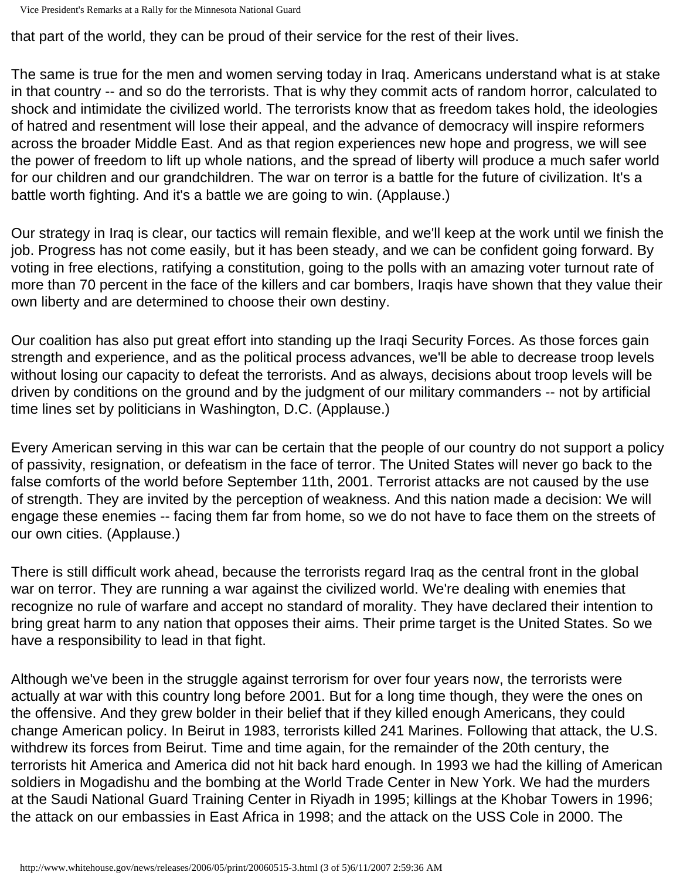that part of the world, they can be proud of their service for the rest of their lives.

The same is true for the men and women serving today in Iraq. Americans understand what is at stake in that country -- and so do the terrorists. That is why they commit acts of random horror, calculated to shock and intimidate the civilized world. The terrorists know that as freedom takes hold, the ideologies of hatred and resentment will lose their appeal, and the advance of democracy will inspire reformers across the broader Middle East. And as that region experiences new hope and progress, we will see the power of freedom to lift up whole nations, and the spread of liberty will produce a much safer world for our children and our grandchildren. The war on terror is a battle for the future of civilization. It's a battle worth fighting. And it's a battle we are going to win. (Applause.)

Our strategy in Iraq is clear, our tactics will remain flexible, and we'll keep at the work until we finish the job. Progress has not come easily, but it has been steady, and we can be confident going forward. By voting in free elections, ratifying a constitution, going to the polls with an amazing voter turnout rate of more than 70 percent in the face of the killers and car bombers, Iraqis have shown that they value their own liberty and are determined to choose their own destiny.

Our coalition has also put great effort into standing up the Iraqi Security Forces. As those forces gain strength and experience, and as the political process advances, we'll be able to decrease troop levels without losing our capacity to defeat the terrorists. And as always, decisions about troop levels will be driven by conditions on the ground and by the judgment of our military commanders -- not by artificial time lines set by politicians in Washington, D.C. (Applause.)

Every American serving in this war can be certain that the people of our country do not support a policy of passivity, resignation, or defeatism in the face of terror. The United States will never go back to the false comforts of the world before September 11th, 2001. Terrorist attacks are not caused by the use of strength. They are invited by the perception of weakness. And this nation made a decision: We will engage these enemies -- facing them far from home, so we do not have to face them on the streets of our own cities. (Applause.)

There is still difficult work ahead, because the terrorists regard Iraq as the central front in the global war on terror. They are running a war against the civilized world. We're dealing with enemies that recognize no rule of warfare and accept no standard of morality. They have declared their intention to bring great harm to any nation that opposes their aims. Their prime target is the United States. So we have a responsibility to lead in that fight.

Although we've been in the struggle against terrorism for over four years now, the terrorists were actually at war with this country long before 2001. But for a long time though, they were the ones on the offensive. And they grew bolder in their belief that if they killed enough Americans, they could change American policy. In Beirut in 1983, terrorists killed 241 Marines. Following that attack, the U.S. withdrew its forces from Beirut. Time and time again, for the remainder of the 20th century, the terrorists hit America and America did not hit back hard enough. In 1993 we had the killing of American soldiers in Mogadishu and the bombing at the World Trade Center in New York. We had the murders at the Saudi National Guard Training Center in Riyadh in 1995; killings at the Khobar Towers in 1996; the attack on our embassies in East Africa in 1998; and the attack on the USS Cole in 2000. The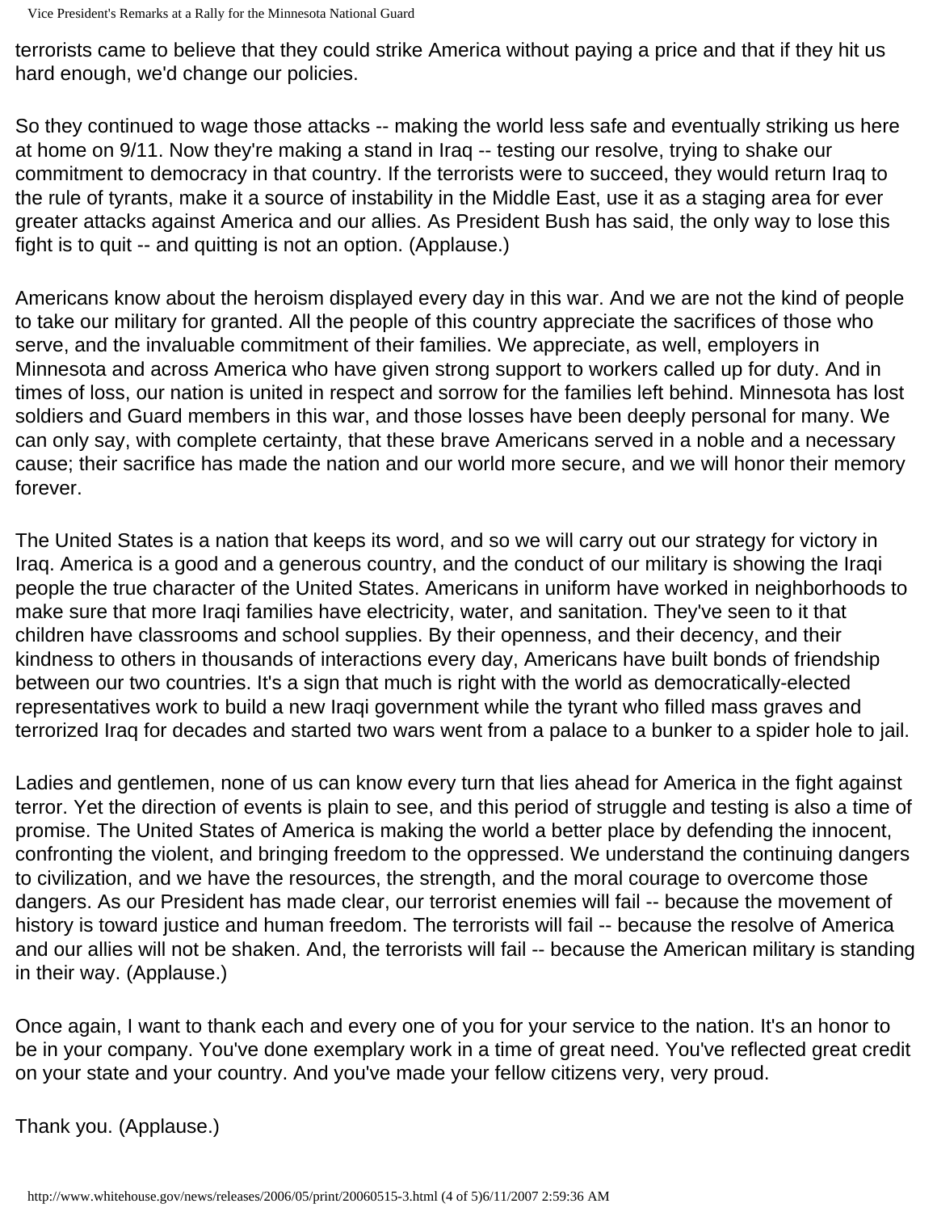terrorists came to believe that they could strike America without paying a price and that if they hit us hard enough, we'd change our policies.

So they continued to wage those attacks -- making the world less safe and eventually striking us here at home on 9/11. Now they're making a stand in Iraq -- testing our resolve, trying to shake our commitment to democracy in that country. If the terrorists were to succeed, they would return Iraq to the rule of tyrants, make it a source of instability in the Middle East, use it as a staging area for ever greater attacks against America and our allies. As President Bush has said, the only way to lose this fight is to quit -- and quitting is not an option. (Applause.)

Americans know about the heroism displayed every day in this war. And we are not the kind of people to take our military for granted. All the people of this country appreciate the sacrifices of those who serve, and the invaluable commitment of their families. We appreciate, as well, employers in Minnesota and across America who have given strong support to workers called up for duty. And in times of loss, our nation is united in respect and sorrow for the families left behind. Minnesota has lost soldiers and Guard members in this war, and those losses have been deeply personal for many. We can only say, with complete certainty, that these brave Americans served in a noble and a necessary cause; their sacrifice has made the nation and our world more secure, and we will honor their memory forever.

The United States is a nation that keeps its word, and so we will carry out our strategy for victory in Iraq. America is a good and a generous country, and the conduct of our military is showing the Iraqi people the true character of the United States. Americans in uniform have worked in neighborhoods to make sure that more Iraqi families have electricity, water, and sanitation. They've seen to it that children have classrooms and school supplies. By their openness, and their decency, and their kindness to others in thousands of interactions every day, Americans have built bonds of friendship between our two countries. It's a sign that much is right with the world as democratically-elected representatives work to build a new Iraqi government while the tyrant who filled mass graves and terrorized Iraq for decades and started two wars went from a palace to a bunker to a spider hole to jail.

Ladies and gentlemen, none of us can know every turn that lies ahead for America in the fight against terror. Yet the direction of events is plain to see, and this period of struggle and testing is also a time of promise. The United States of America is making the world a better place by defending the innocent, confronting the violent, and bringing freedom to the oppressed. We understand the continuing dangers to civilization, and we have the resources, the strength, and the moral courage to overcome those dangers. As our President has made clear, our terrorist enemies will fail -- because the movement of history is toward justice and human freedom. The terrorists will fail -- because the resolve of America and our allies will not be shaken. And, the terrorists will fail -- because the American military is standing in their way. (Applause.)

Once again, I want to thank each and every one of you for your service to the nation. It's an honor to be in your company. You've done exemplary work in a time of great need. You've reflected great credit on your state and your country. And you've made your fellow citizens very, very proud.

Thank you. (Applause.)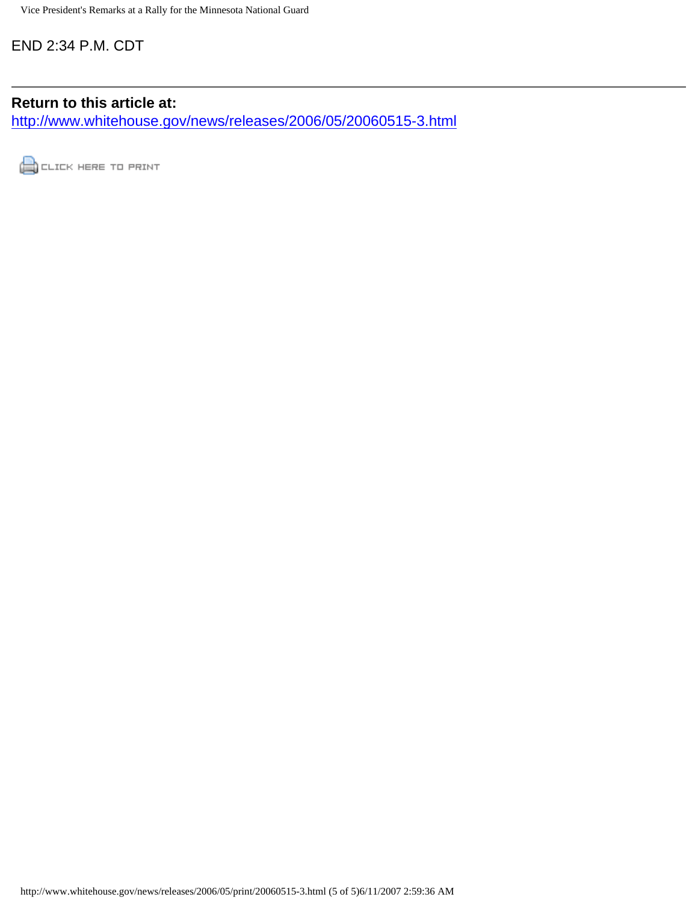END 2:34 P.M. CDT

---

**Return to this article at:**
http://www.whitehouse.gov/news/releases/2006/05/20060515-3.html

CLICK HERE TO PRINT